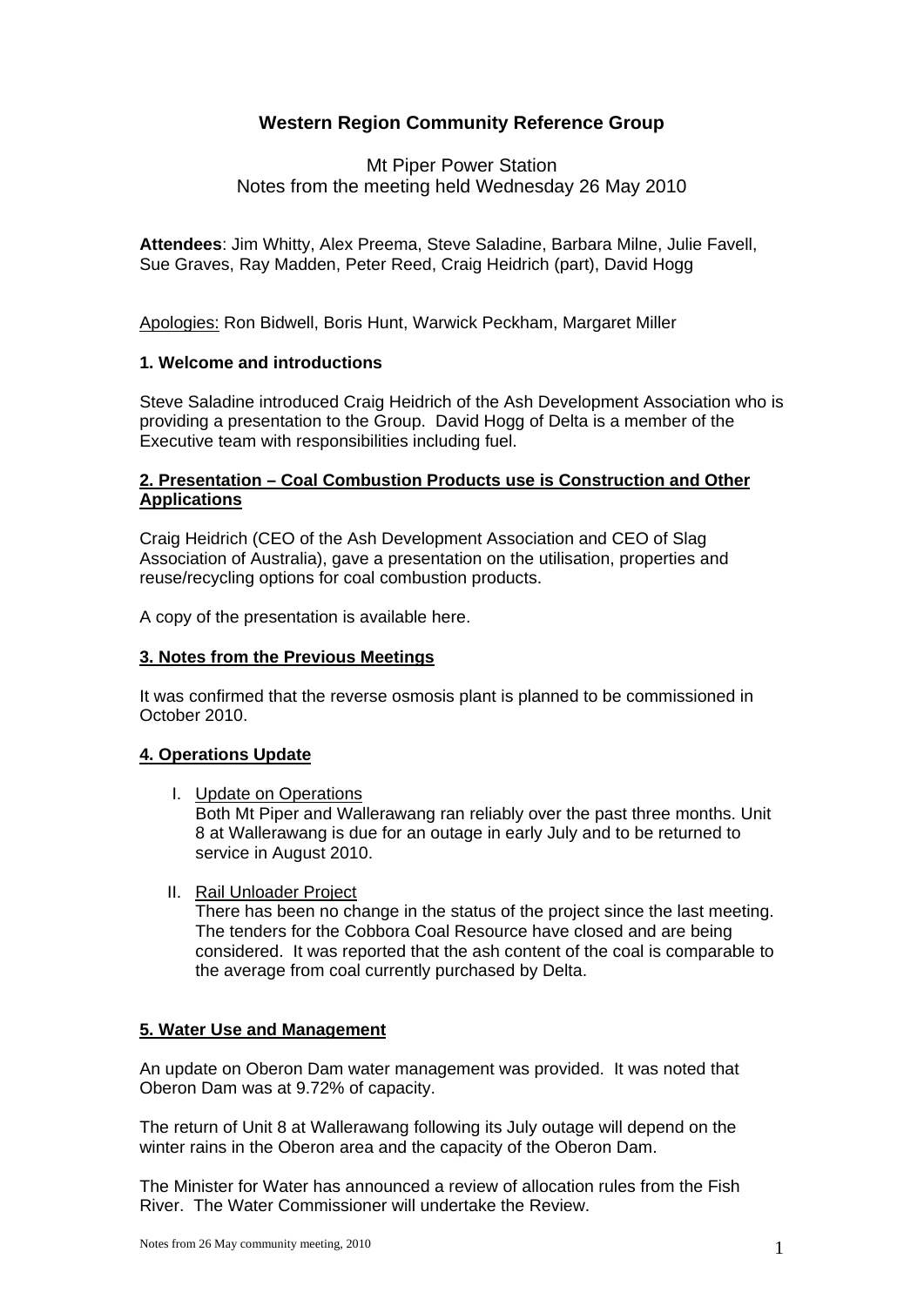# Western Region Community Reference Group

Mt Piper Power Station
Notes from the meeting held Wednesday 26 May 2010

**Attendees**: Jim Whitty, Alex Preema, Steve Saladine, Barbara Milne, Julie Favell, Sue Graves, Ray Madden, Peter Reed, Craig Heidrich (part), David Hogg

Apologies: Ron Bidwell, Boris Hunt, Warwick Peckham, Margaret Miller

### 1. Welcome and introductions

Steve Saladine introduced Craig Heidrich of the Ash Development Association who is providing a presentation to the Group. David Hogg of Delta is a member of the Executive team with responsibilities including fuel.

### 2. Presentation – Coal Combustion Products use is Construction and Other Applications

Craig Heidrich (CEO of the Ash Development Association and CEO of Slag Association of Australia), gave a presentation on the utilisation, properties and reuse/recycling options for coal combustion products.

A copy of the presentation is available here.

### 3. Notes from the Previous Meetings

It was confirmed that the reverse osmosis plant is planned to be commissioned in October 2010.

### 4. Operations Update

I. Update on Operations
   Both Mt Piper and Wallerawang ran reliably over the past three months. Unit 8 at Wallerawang is due for an outage in early July and to be returned to service in August 2010.

II. Rail Unloader Project
   There has been no change in the status of the project since the last meeting. The tenders for the Cobbora Coal Resource have closed and are being considered. It was reported that the ash content of the coal is comparable to the average from coal currently purchased by Delta.

### 5. Water Use and Management

An update on Oberon Dam water management was provided. It was noted that Oberon Dam was at 9.72% of capacity.

The return of Unit 8 at Wallerawang following its July outage will depend on the winter rains in the Oberon area and the capacity of the Oberon Dam.

The Minister for Water has announced a review of allocation rules from the Fish River. The Water Commissioner will undertake the Review.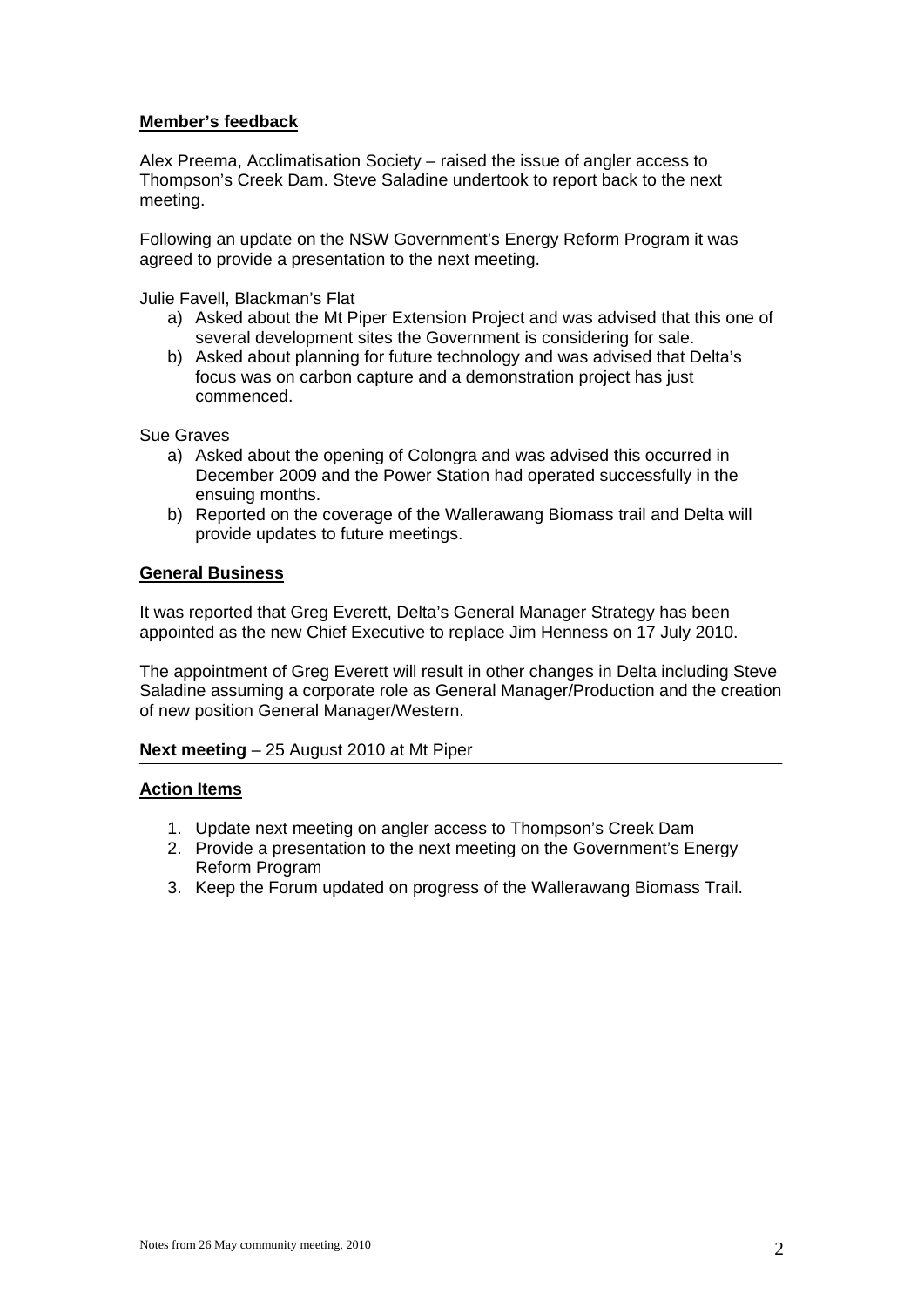**Member's feedback**

Alex Preema, Acclimatisation Society – raised the issue of angler access to Thompson's Creek Dam. Steve Saladine undertook to report back to the next meeting.

Following an update on the NSW Government's Energy Reform Program it was agreed to provide a presentation to the next meeting.

Julie Favell, Blackman's Flat

a) Asked about the Mt Piper Extension Project and was advised that this one of several development sites the Government is considering for sale.
b) Asked about planning for future technology and was advised that Delta's focus was on carbon capture and a demonstration project has just commenced.

Sue Graves

a) Asked about the opening of Colongra and was advised this occurred in December 2009 and the Power Station had operated successfully in the ensuing months.
b) Reported on the coverage of the Wallerawang Biomass trail and Delta will provide updates to future meetings.

**General Business**

It was reported that Greg Everett, Delta's General Manager Strategy has been appointed as the new Chief Executive to replace Jim Henness on 17 July 2010.

The appointment of Greg Everett will result in other changes in Delta including Steve Saladine assuming a corporate role as General Manager/Production and the creation of new position General Manager/Western.

**Next meeting** – 25 August 2010 at Mt Piper

---

**Action Items**

1. Update next meeting on angler access to Thompson's Creek Dam
2. Provide a presentation to the next meeting on the Government's Energy Reform Program
3. Keep the Forum updated on progress of the Wallerawang Biomass Trail.